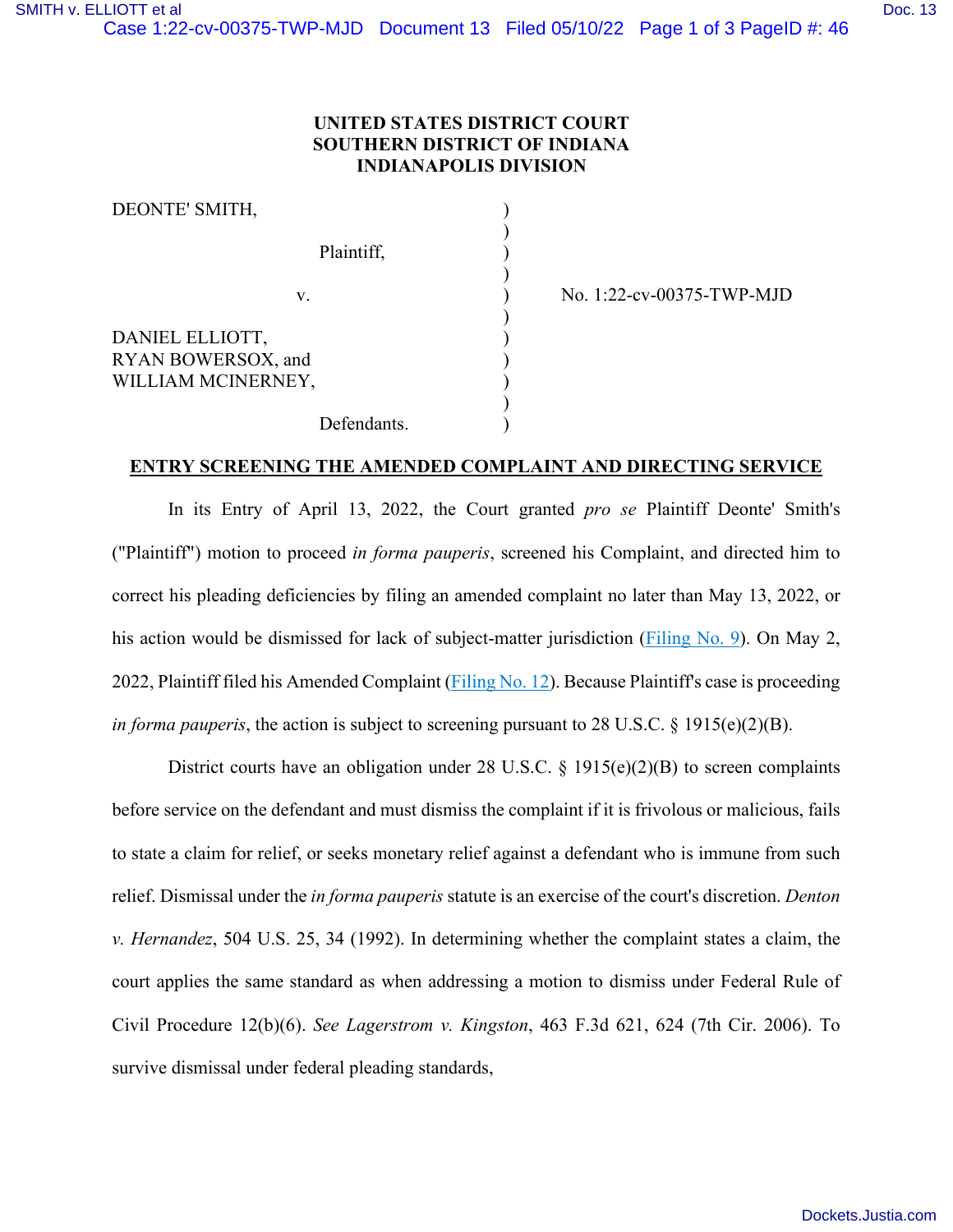**UNITED STATES DISTRICT COURT**
**SOUTHERN DISTRICT OF INDIANA**
**INDIANAPOLIS DIVISION**

| | | |
|---|---|---|
| DEONTE' SMITH, | ) | |
| | ) | |
| Plaintiff, | ) | |
| | ) | |
| v. | ) | No. 1:22-cv-00375-TWP-MJD |
| | ) | |
| DANIEL ELLIOTT, RYAN BOWERSOX, and WILLIAM MCINERNEY, | ) | |
| | ) | |
| Defendants. | ) | |

**ENTRY SCREENING THE AMENDED COMPLAINT AND DIRECTING SERVICE**

In its Entry of April 13, 2022, the Court granted *pro se* Plaintiff Deonte' Smith's ("Plaintiff") motion to proceed *in forma pauperis*, screened his Complaint, and directed him to correct his pleading deficiencies by filing an amended complaint no later than May 13, 2022, or his action would be dismissed for lack of subject-matter jurisdiction (Filing No. 9). On May 2, 2022, Plaintiff filed his Amended Complaint (Filing No. 12). Because Plaintiff's case is proceeding *in forma pauperis*, the action is subject to screening pursuant to 28 U.S.C. § 1915(e)(2)(B).

District courts have an obligation under 28 U.S.C. § 1915(e)(2)(B) to screen complaints before service on the defendant and must dismiss the complaint if it is frivolous or malicious, fails to state a claim for relief, or seeks monetary relief against a defendant who is immune from such relief. Dismissal under the *in forma pauperis* statute is an exercise of the court's discretion. *Denton v. Hernandez*, 504 U.S. 25, 34 (1992). In determining whether the complaint states a claim, the court applies the same standard as when addressing a motion to dismiss under Federal Rule of Civil Procedure 12(b)(6). *See Lagerstrom v. Kingston*, 463 F.3d 621, 624 (7th Cir. 2006). To survive dismissal under federal pleading standards,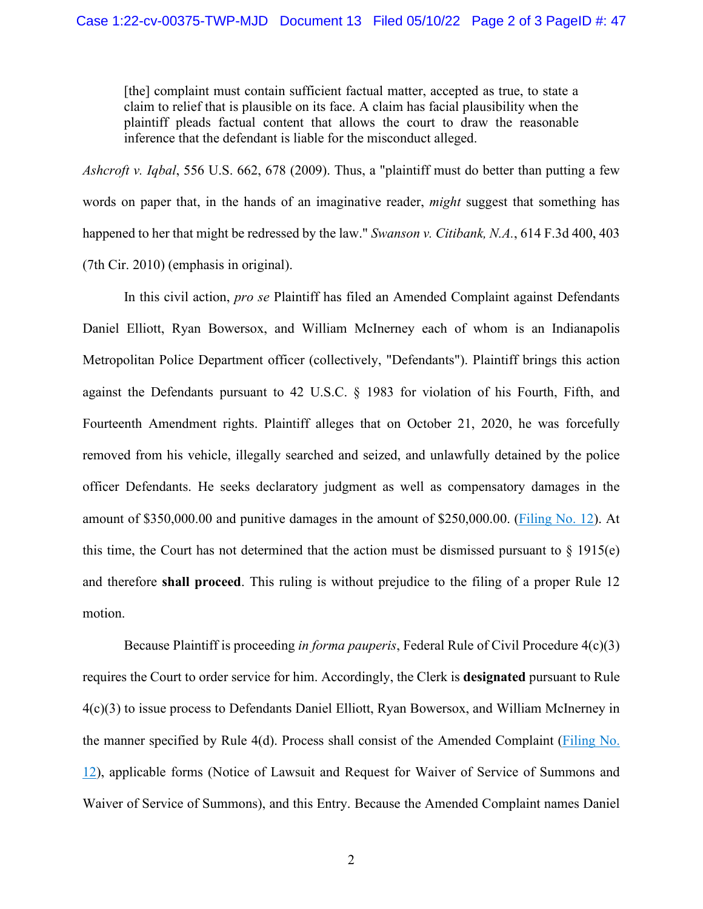> [the] complaint must contain sufficient factual matter, accepted as true, to state a claim to relief that is plausible on its face. A claim has facial plausibility when the plaintiff pleads factual content that allows the court to draw the reasonable inference that the defendant is liable for the misconduct alleged.

*Ashcroft v. Iqbal*, 556 U.S. 662, 678 (2009). Thus, a "plaintiff must do better than putting a few words on paper that, in the hands of an imaginative reader, *might* suggest that something has happened to her that might be redressed by the law." *Swanson v. Citibank, N.A.*, 614 F.3d 400, 403 (7th Cir. 2010) (emphasis in original).

In this civil action, *pro se* Plaintiff has filed an Amended Complaint against Defendants Daniel Elliott, Ryan Bowersox, and William McInerney each of whom is an Indianapolis Metropolitan Police Department officer (collectively, "Defendants"). Plaintiff brings this action against the Defendants pursuant to 42 U.S.C. § 1983 for violation of his Fourth, Fifth, and Fourteenth Amendment rights. Plaintiff alleges that on October 21, 2020, he was forcefully removed from his vehicle, illegally searched and seized, and unlawfully detained by the police officer Defendants. He seeks declaratory judgment as well as compensatory damages in the amount of $350,000.00 and punitive damages in the amount of $250,000.00. (Filing No. 12). At this time, the Court has not determined that the action must be dismissed pursuant to § 1915(e) and therefore **shall proceed**. This ruling is without prejudice to the filing of a proper Rule 12 motion.

Because Plaintiff is proceeding *in forma pauperis*, Federal Rule of Civil Procedure 4(c)(3) requires the Court to order service for him. Accordingly, the Clerk is **designated** pursuant to Rule 4(c)(3) to issue process to Defendants Daniel Elliott, Ryan Bowersox, and William McInerney in the manner specified by Rule 4(d). Process shall consist of the Amended Complaint (Filing No. 12), applicable forms (Notice of Lawsuit and Request for Waiver of Service of Summons and Waiver of Service of Summons), and this Entry. Because the Amended Complaint names Daniel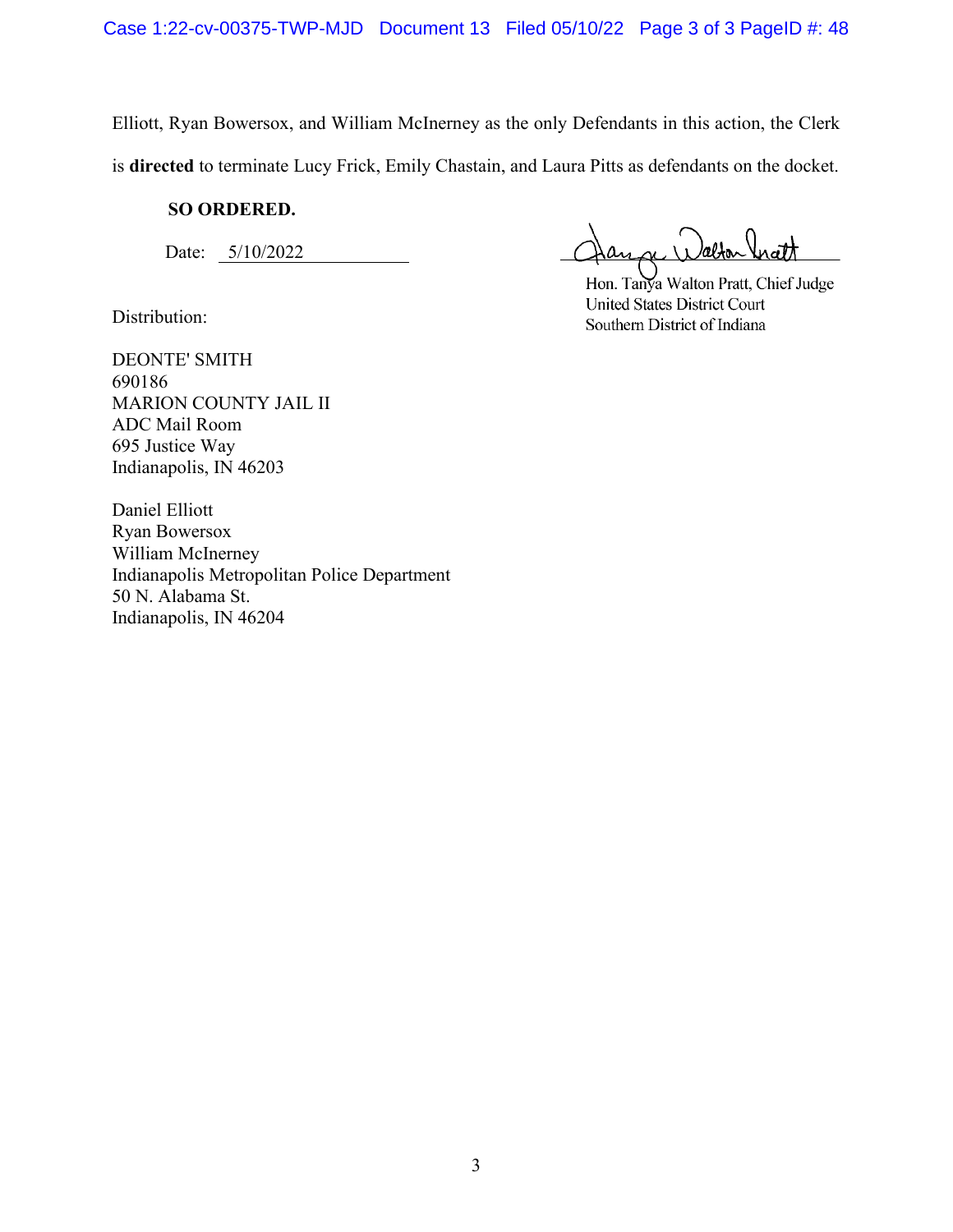Elliott, Ryan Bowersox, and William McInerney as the only Defendants in this action, the Clerk is **directed** to terminate Lucy Frick, Emily Chastain, and Laura Pitts as defendants on the docket.

**SO ORDERED.**

Date: 5/10/2022

Hon. Tanya Walton Pratt, Chief Judge
United States District Court
Southern District of Indiana

Distribution:

DEONTE' SMITH
690186
MARION COUNTY JAIL II
ADC Mail Room
695 Justice Way
Indianapolis, IN 46203

Daniel Elliott
Ryan Bowersox
William McInerney
Indianapolis Metropolitan Police Department
50 N. Alabama St.
Indianapolis, IN 46204